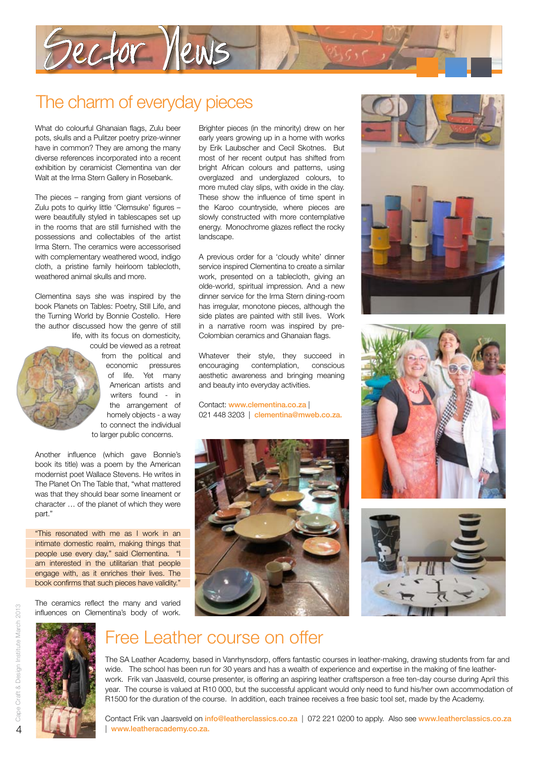# Sector News

## The charm of everyday pieces

What do colourful Ghanaian flags, Zulu beer pots, skulls and a Pulitzer poetry prize-winner have in common? They are among the many diverse references incorporated into a recent exhibition by ceramicist Clementina van der Walt at the Irma Stern Gallery in Rosebank.

The pieces – ranging from giant versions of Zulu pots to quirky little 'Clemsuke' figures – were beautifully styled in tablescapes set up in the rooms that are still furnished with the possessions and collectables of the artist Irma Stern. The ceramics were accessorised with complementary weathered wood, indigo cloth, a pristine family heirloom tablecloth, weathered animal skulls and more.

Clementina says she was inspired by the book Planets on Tables: Poetry, Still Life, and the Turning World by Bonnie Costello. Here the author discussed how the genre of still life, with its focus on domesticity, could be viewed as a retreat from the political and economic pressures of life. Yet many American artists and writers found - in the arrangement of homely objects - a way to connect the individual to larger public concerns.

Another influence (which gave Bonnie's book its title) was a poem by the American modernist poet Wallace Stevens. He writes in The Planet On The Table that, "what mattered was that they should bear some lineament or character … of the planet of which they were part."

"This resonated with me as I work in an intimate domestic realm, making things that people use every day," said Clementina. "I am interested in the utilitarian that people engage with, as it enriches their lives. The book confirms that such pieces have validity."

The ceramics reflect the many and varied influences on Clementina's body of work.

Brighter pieces (in the minority) drew on her early years growing up in a home with works by Erik Laubscher and Cecil Skotnes. But most of her recent output has shifted from bright African colours and patterns, using overglazed and underglazed colours, to more muted clay slips, with oxide in the clay. These show the influence of time spent in the Karoo countryside, where pieces are slowly constructed with more contemplative energy. Monochrome glazes reflect the rocky landscape.

A previous order for a 'cloudy white' dinner service inspired Clementina to create a similar work, presented on a tablecloth, giving an olde-world, spiritual impression. And a new dinner service for the Irma Stern dining-room has irregular, monotone pieces, although the side plates are painted with still lives. Work in a narrative room was inspired by pre-Colombian ceramics and Ghanaian flags.

Whatever their style, they succeed in encouraging contemplation, conscious aesthetic awareness and bringing meaning and beauty into everyday activities.

Contact: www.clementina.co.za | 021 448 3203 | clementina@mweb.co.za.

## Free Leather course on offer

The SA Leather Academy, based in Vanrhynsdorp, offers fantastic courses in leather-making, drawing students from far and wide. The school has been run for 30 years and has a wealth of experience and expertise in the making of fine leather-work. Frik van Jaasveld, course presenter, is offering an aspiring leather craftsperson a free ten-day course during April this year. The course is valued at R10 000, but the successful applicant would only need to fund his/her own accommodation of R1500 for the duration of the course. In addition, each trainee receives a free basic tool set, made by the Academy.

Contact Frik van Jaarsveld on info@leatherclassics.co.za | 072 221 0200 to apply. Also see www.leatherclassics.co.za | www.leatheracademy.co.za.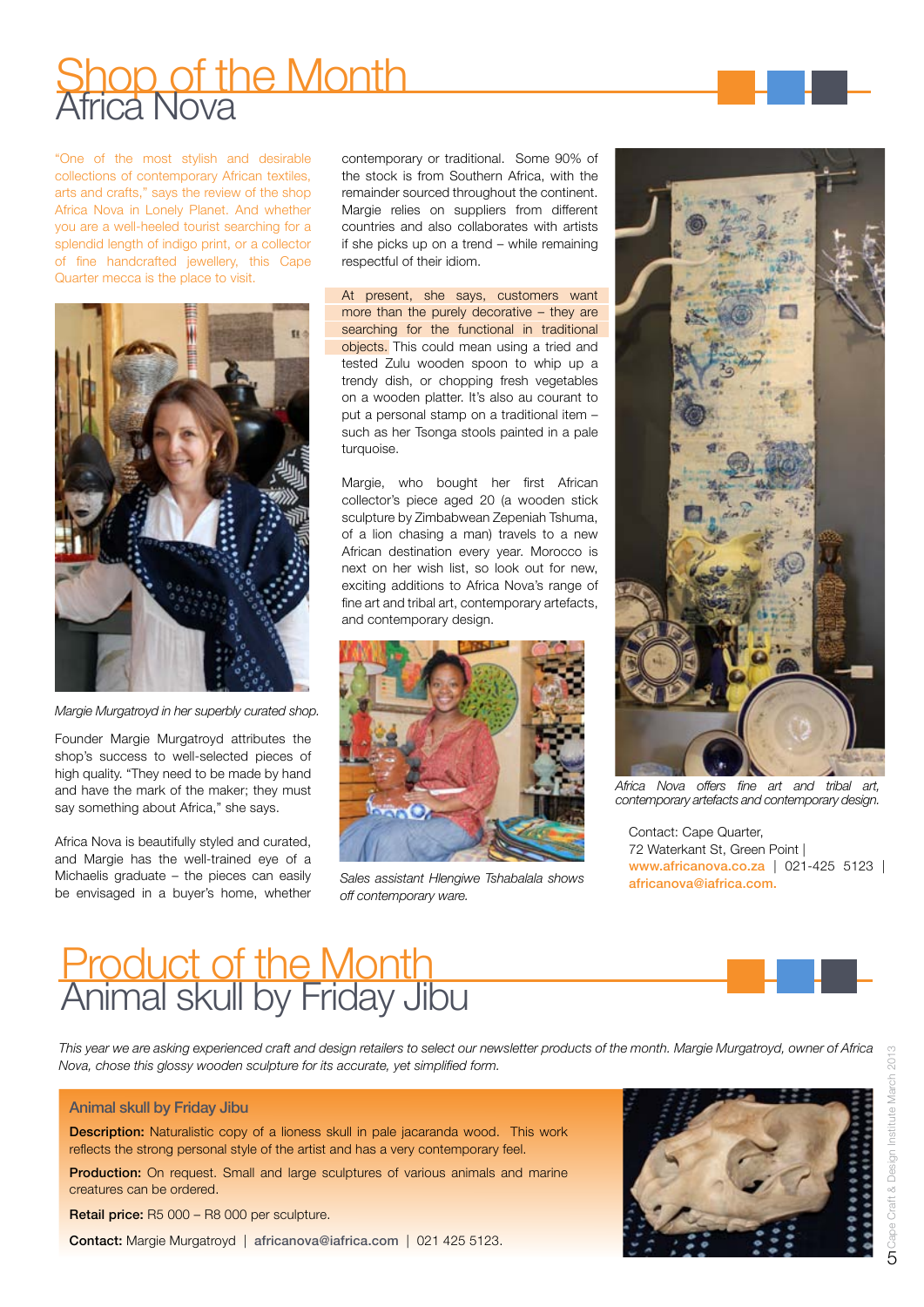# Shop of the Month

## Africa Nova

"One of the most stylish and desirable collections of contemporary African textiles, arts and crafts," says the review of the shop Africa Nova in Lonely Planet. And whether you are a well-heeled tourist searching for a splendid length of indigo print, or a collector of fine handcrafted jewellery, this Cape Quarter mecca is the place to visit.

*Margie Murgatroyd in her superbly curated shop.*

Founder Margie Murgatroyd attributes the shop's success to well-selected pieces of high quality. "They need to be made by hand and have the mark of the maker; they must say something about Africa," she says.

Africa Nova is beautifully styled and curated, and Margie has the well-trained eye of a Michaelis graduate – the pieces can easily be envisaged in a buyer's home, whether contemporary or traditional. Some 90% of the stock is from Southern Africa, with the remainder sourced throughout the continent. Margie relies on suppliers from different countries and also collaborates with artists if she picks up on a trend – while remaining respectful of their idiom.

At present, she says, customers want more than the purely decorative – they are searching for the functional in traditional objects. This could mean using a tried and tested Zulu wooden spoon to whip up a trendy dish, or chopping fresh vegetables on a wooden platter. It's also au courant to put a personal stamp on a traditional item – such as her Tsonga stools painted in a pale turquoise.

Margie, who bought her first African collector's piece aged 20 (a wooden stick sculpture by Zimbabwean Zepeniah Tshuma, of a lion chasing a man) travels to a new African destination every year. Morocco is next on her wish list, so look out for new, exciting additions to Africa Nova's range of fine art and tribal art, contemporary artefacts, and contemporary design.

*Sales assistant Hlengiwe Tshabalala shows off contemporary ware.*

*Africa Nova offers fine art and tribal art, contemporary artefacts and contemporary design.*

Contact: Cape Quarter,
72 Waterkant St, Green Point | www.africanova.co.za | 021-425 5123 | africanova@iafrica.com.

# Product of the Month

## Animal skull by Friday Jibu

*This year we are asking experienced craft and design retailers to select our newsletter products of the month. Margie Murgatroyd, owner of Africa Nova, chose this glossy wooden sculpture for its accurate, yet simplified form.*

### Animal skull by Friday Jibu

**Description:** Naturalistic copy of a lioness skull in pale jacaranda wood. This work reflects the strong personal style of the artist and has a very contemporary feel.

**Production:** On request. Small and large sculptures of various animals and marine creatures can be ordered.

**Retail price:** R5 000 – R8 000 per sculpture.

**Contact:** Margie Murgatroyd | africanova@iafrica.com | 021 425 5123.